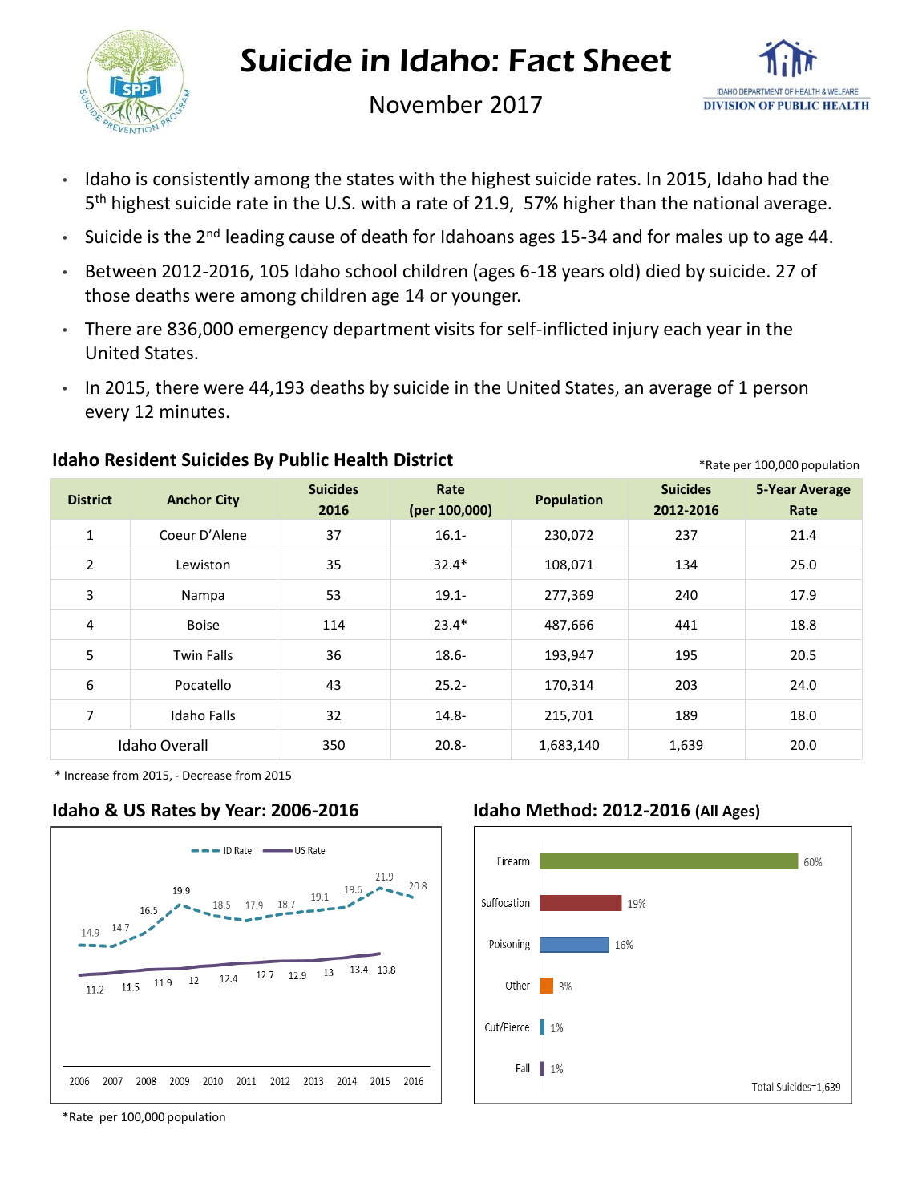# Suicide in Idaho: Fact Sheet

November 2017

- Idaho is consistently among the states with the highest suicide rates. In 2015, Idaho had the 5th highest suicide rate in the U.S. with a rate of 21.9, 57% higher than the national average.
- Suicide is the 2nd leading cause of death for Idahoans ages 15-34 and for males up to age 44.
- Between 2012-2016, 105 Idaho school children (ages 6-18 years old) died by suicide. 27 of those deaths were among children age 14 or younger.
- There are 836,000 emergency department visits for self-inflicted injury each year in the United States.
- In 2015, there were 44,193 deaths by suicide in the United States, an average of 1 person every 12 minutes.

## Idaho Resident Suicides By Public Health District

*Rate per 100,000 population

| District | Anchor City | Suicides 2016 | Rate (per 100,000) | Population | Suicides 2012-2016 | 5-Year Average Rate |
|---|---|---|---|---|---|---|
| 1 | Coeur D'Alene | 37 | 16.1- | 230,072 | 237 | 21.4 |
| 2 | Lewiston | 35 | 32.4* | 108,071 | 134 | 25.0 |
| 3 | Nampa | 53 | 19.1- | 277,369 | 240 | 17.9 |
| 4 | Boise | 114 | 23.4* | 487,666 | 441 | 18.8 |
| 5 | Twin Falls | 36 | 18.6- | 193,947 | 195 | 20.5 |
| 6 | Pocatello | 43 | 25.2- | 170,314 | 203 | 24.0 |
| 7 | Idaho Falls | 32 | 14.8- | 215,701 | 189 | 18.0 |
| Idaho Overall | | 350 | 20.8- | 1,683,140 | 1,639 | 20.0 |

* Increase from 2015, - Decrease from 2015

## Idaho & US Rates by Year: 2006-2016

| Year | ID Rate | US Rate |
|---|---|---|
| 2006 | 14.9 | 11.2 |
| 2007 | 14.7 | 11.5 |
| 2008 | 16.5 | 11.9 |
| 2009 | 19.9 | 12 |
| 2010 | 18.5 | 12.4 |
| 2011 | 17.9 | 12.7 |
| 2012 | 18.7 | 12.9 |
| 2013 | 19.1 | 13 |
| 2014 | 19.6 | 13.4 |
| 2015 | 21.9 | 13.8 |
| 2016 | 20.8 | |

*Rate per 100,000 population

## Idaho Method: 2012-2016 (All Ages)

| Method | Percent |
|---|---|
| Firearm | 60% |
| Suffocation | 19% |
| Poisoning | 16% |
| Other | 3% |
| Cut/Pierce | 1% |
| Fall | 1% |

Total Suicides=1,639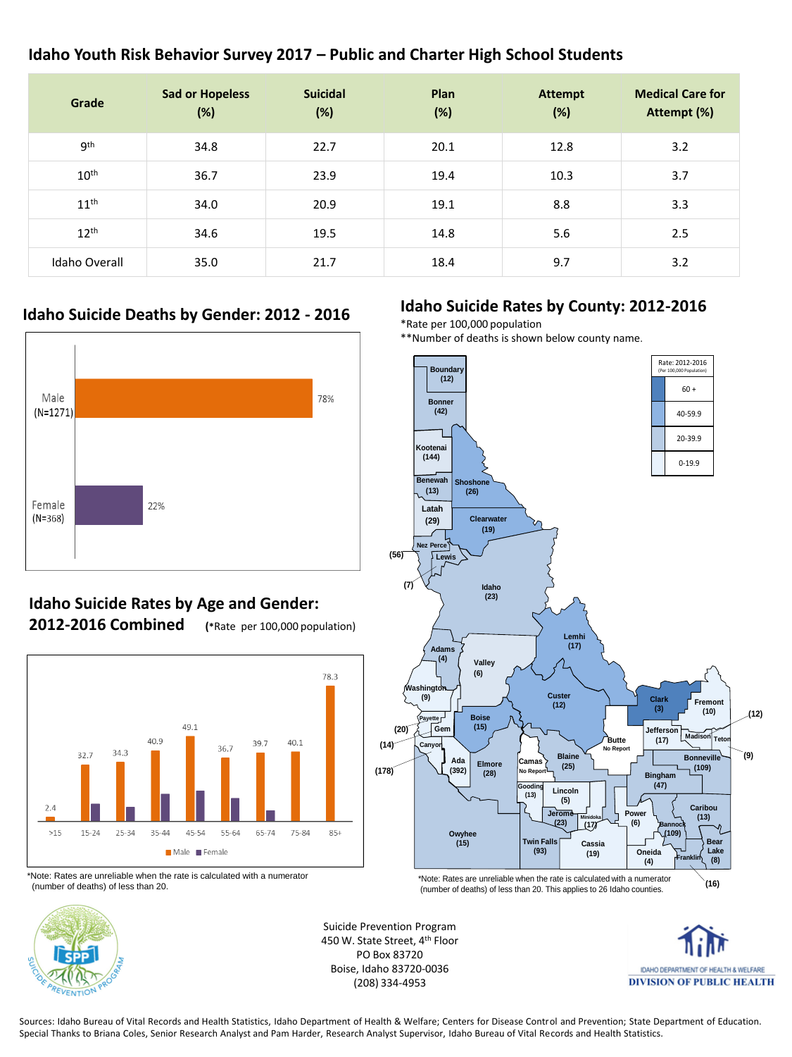## Idaho Youth Risk Behavior Survey 2017 – Public and Charter High School Students

| Grade | Sad or Hopeless (%) | Suicidal (%) | Plan (%) | Attempt (%) | Medical Care for Attempt (%) |
|---|---|---|---|---|---|
| 9th | 34.8 | 22.7 | 20.1 | 12.8 | 3.2 |
| 10th | 36.7 | 23.9 | 19.4 | 10.3 | 3.7 |
| 11th | 34.0 | 20.9 | 19.1 | 8.8 | 3.3 |
| 12th | 34.6 | 19.5 | 14.8 | 5.6 | 2.5 |
| Idaho Overall | 35.0 | 21.7 | 18.4 | 9.7 | 3.2 |

## Idaho Suicide Deaths by Gender: 2012 - 2016

Male (N=1271) 78%
Female (N=368) 22%

## Idaho Suicide Rates by Age and Gender: 2012-2016 Combined

(*Rate per 100,000 population)

>15, 15-24, 25-34, 35-44, 45-54, 55-64, 65-74, 75-84, 85+
2.4, 32.7, 34.3, 40.9, 49.1, 36.7, 39.7, 40.1, 78.3
Male, Female

*Note: Rates are unreliable when the rate is calculated with a numerator (number of deaths) of less than 20.

## Idaho Suicide Rates by County: 2012-2016

*Rate per 100,000 population
**Number of deaths is shown below county name.

Rate: 2012-2016 (Per 100,000 Population)
60 +
40-59.9
20-39.9
0-19.9

Boundary (12), Bonner (42), Kootenai (144), Benewah (13), Shoshone (26), Latah (29), Clearwater (19), Nez Perce (56), Lewis (7), Idaho (23), Lemhi (17), Adams (4), Valley (6), Washington (9), Custer (12), Clark (3), Fremont (10), Payette (20), Gem (14), Boise (15), Jefferson (17), Madison (12), Teton (9), Canyon (178), Butte No Report, Ada (392), Elmore (28), Camas No Report, Blaine (25), Bonneville (109), Bingham (47), Gooding (13), Lincoln (5), Caribou (13), Jerome (23), Minidoka (17), Power (6), Bannock (109), Owyhee (15), Twin Falls (93), Cassia (19), Oneida (4), Franklin (16), Bear Lake (8)

*Note: Rates are unreliable when the rate is calculated with a numerator (number of deaths) of less than 20. This applies to 26 Idaho counties.

SPP Suicide Prevention Program

Suicide Prevention Program
450 W. State Street, 4th Floor
PO Box 83720
Boise, Idaho 83720-0036
(208) 334-4953

Idaho Department of Health & Welfare
Division of Public Health

Sources: Idaho Bureau of Vital Records and Health Statistics, Idaho Department of Health & Welfare; Centers for Disease Control and Prevention; State Department of Education. Special Thanks to Briana Coles, Senior Research Analyst and Pam Harder, Research Analyst Supervisor, Idaho Bureau of Vital Records and Health Statistics.